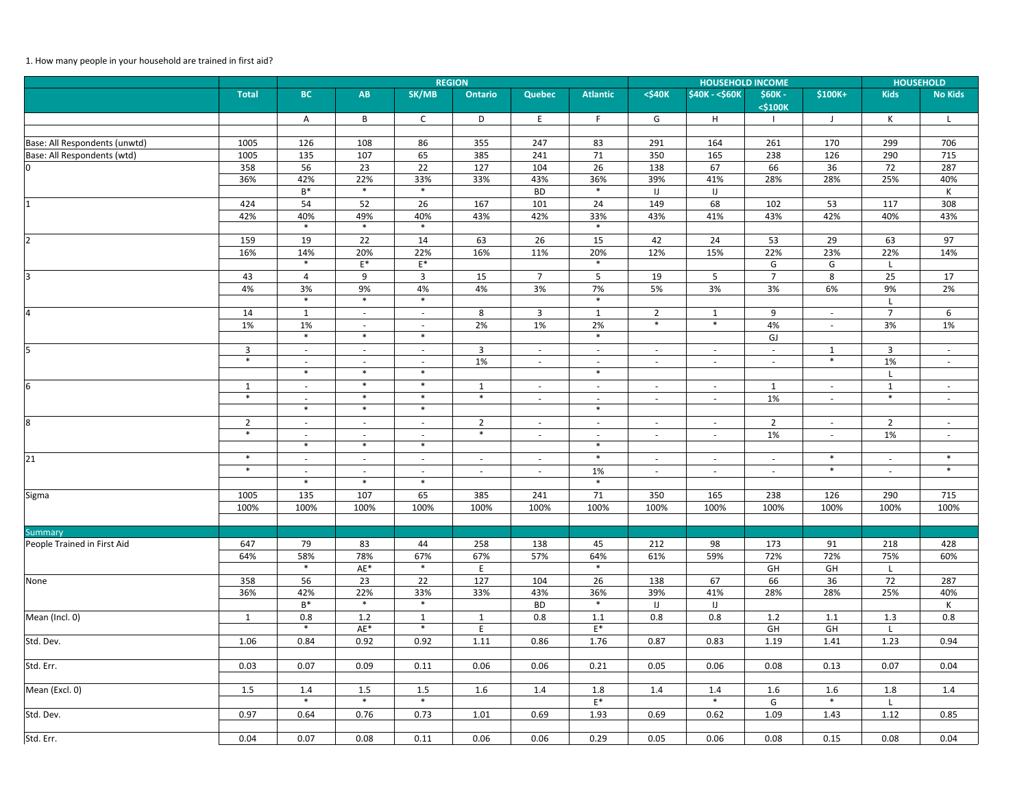1. How many people in your household are trained in first aid?

| | | REGION | | | | | | HOUSEHOLD INCOME | | | | HOUSEHOLD | |
|---|---|---|---|---|---|---|---|---|---|---|---|---|---|
| | Total | BC | AB | SK/MB | Ontario | Quebec | Atlantic | <$40K | $40K - <$60K | $60K - <$100K | $100K+ | Kids | No Kids |
| | | A | B | C | D | E | F | G | H | I | J | K | L |
| Base: All Respondents (unwtd) | 1005 | 126 | 108 | 86 | 355 | 247 | 83 | 291 | 164 | 261 | 170 | 299 | 706 |
| Base: All Respondents (wtd) | 1005 | 135 | 107 | 65 | 385 | 241 | 71 | 350 | 165 | 238 | 126 | 290 | 715 |
| 0 | 358 | 56 | 23 | 22 | 127 | 104 | 26 | 138 | 67 | 66 | 36 | 72 | 287 |
| | 36% | 42% | 22% | 33% | 33% | 43% | 36% | 39% | 41% | 28% | 28% | 25% | 40% |
| | | B* | * | * | | BD | * | IJ | IJ | | | | K |
| 1 | 424 | 54 | 52 | 26 | 167 | 101 | 24 | 149 | 68 | 102 | 53 | 117 | 308 |
| | 42% | 40% | 49% | 40% | 43% | 42% | 33% | 43% | 41% | 43% | 42% | 40% | 43% |
| | | * | * | * | | | * | | | | | | |
| 2 | 159 | 19 | 22 | 14 | 63 | 26 | 15 | 42 | 24 | 53 | 29 | 63 | 97 |
| | 16% | 14% | 20% | 22% | 16% | 11% | 20% | 12% | 15% | 22% | 23% | 22% | 14% |
| | | * | E* | E* | | | * | | | G | G | L | |
| 3 | 43 | 4 | 9 | 3 | 15 | 7 | 5 | 19 | 5 | 7 | 8 | 25 | 17 |
| | 4% | 3% | 9% | 4% | 4% | 3% | 7% | 5% | 3% | 3% | 6% | 9% | 2% |
| | | * | * | * | | | * | | | | | L | |
| 4 | 14 | 1 | - | - | 8 | 3 | 1 | 2 | 1 | 9 | - | 7 | 6 |
| | 1% | 1% | - | - | 2% | 1% | 2% | * | * | 4% | - | 3% | 1% |
| | | * | * | * | | | * | | | GJ | | | |
| 5 | 3 | - | - | - | 3 | - | - | - | - | - | 1 | 3 | - |
| | * | - | - | - | 1% | - | - | - | - | - | * | 1% | - |
| | | * | * | * | | | * | | | | | L | |
| 6 | 1 | - | * | * | 1 | - | - | - | - | 1 | - | 1 | - |
| | * | - | * | * | * | - | - | - | - | 1% | - | * | - |
| | | * | * | * | | | * | | | | | | |
| 8 | 2 | - | - | - | 2 | - | - | - | - | 2 | - | 2 | - |
| | * | - | - | - | * | - | - | - | - | 1% | - | 1% | - |
| | | * | * | * | | | * | | | | | | |
| 21 | * | - | - | - | - | - | * | - | - | - | * | - | * |
| | * | - | - | - | - | - | 1% | - | - | - | * | - | * |
| | | * | * | * | | | * | | | | | | |
| Sigma | 1005 | 135 | 107 | 65 | 385 | 241 | 71 | 350 | 165 | 238 | 126 | 290 | 715 |
| | 100% | 100% | 100% | 100% | 100% | 100% | 100% | 100% | 100% | 100% | 100% | 100% | 100% |
| Summary | | | | | | | | | | | | | |
| People Trained in First Aid | 647 | 79 | 83 | 44 | 258 | 138 | 45 | 212 | 98 | 173 | 91 | 218 | 428 |
| | 64% | 58% | 78% | 67% | 67% | 57% | 64% | 61% | 59% | 72% | 72% | 75% | 60% |
| | | * | AE* | * | E | | * | | | GH | GH | L | |
| None | 358 | 56 | 23 | 22 | 127 | 104 | 26 | 138 | 67 | 66 | 36 | 72 | 287 |
| | 36% | 42% | 22% | 33% | 33% | 43% | 36% | 39% | 41% | 28% | 28% | 25% | 40% |
| | | B* | * | * | | BD | * | IJ | IJ | | | | K |
| Mean (Incl. 0) | 1 | 0.8 | 1.2 | 1 | 1 | 0.8 | 1.1 | 0.8 | 0.8 | 1.2 | 1.1 | 1.3 | 0.8 |
| | | * | AE* | * | E | | E* | | | GH | GH | L | |
| Std. Dev. | 1.06 | 0.84 | 0.92 | 0.92 | 1.11 | 0.86 | 1.76 | 0.87 | 0.83 | 1.19 | 1.41 | 1.23 | 0.94 |
| Std. Err. | 0.03 | 0.07 | 0.09 | 0.11 | 0.06 | 0.06 | 0.21 | 0.05 | 0.06 | 0.08 | 0.13 | 0.07 | 0.04 |
| Mean (Excl. 0) | 1.5 | 1.4 | 1.5 | 1.5 | 1.6 | 1.4 | 1.8 | 1.4 | 1.4 | 1.6 | 1.6 | 1.8 | 1.4 |
| | | * | * | * | | | E* | | * | G | * | L | |
| Std. Dev. | 0.97 | 0.64 | 0.76 | 0.73 | 1.01 | 0.69 | 1.93 | 0.69 | 0.62 | 1.09 | 1.43 | 1.12 | 0.85 |
| Std. Err. | 0.04 | 0.07 | 0.08 | 0.11 | 0.06 | 0.06 | 0.29 | 0.05 | 0.06 | 0.08 | 0.15 | 0.08 | 0.04 |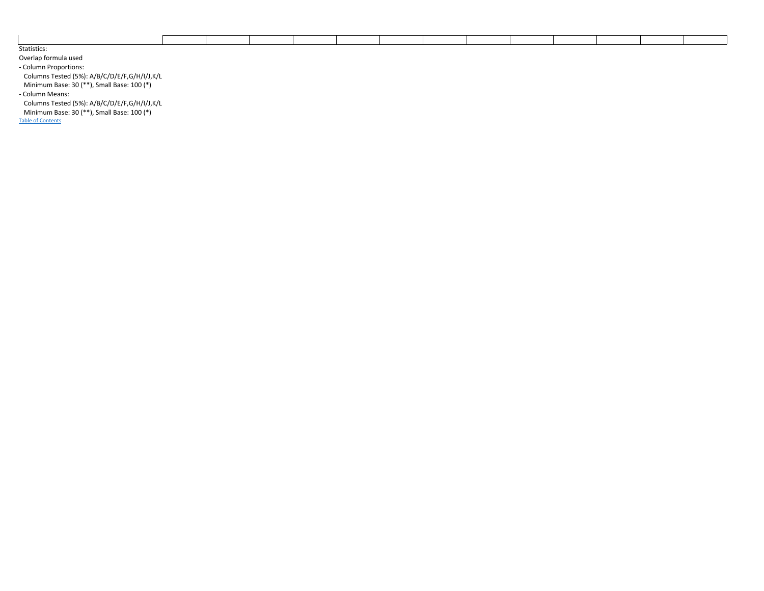|  |  |  |  |  |  |  |  |  |  |  |  |  |  |
|---|---|---|---|---|---|---|---|---|---|---|---|---|---|

Statistics:

Overlap formula used

- Column Proportions:

  Columns Tested (5%): A/B/C/D/E/F,G/H/I/J,K/L

  Minimum Base: 30 (**), Small Base: 100 (*)

- Column Means:

  Columns Tested (5%): A/B/C/D/E/F,G/H/I/J,K/L

  Minimum Base: 30 (**), Small Base: 100 (*)

Table of Contents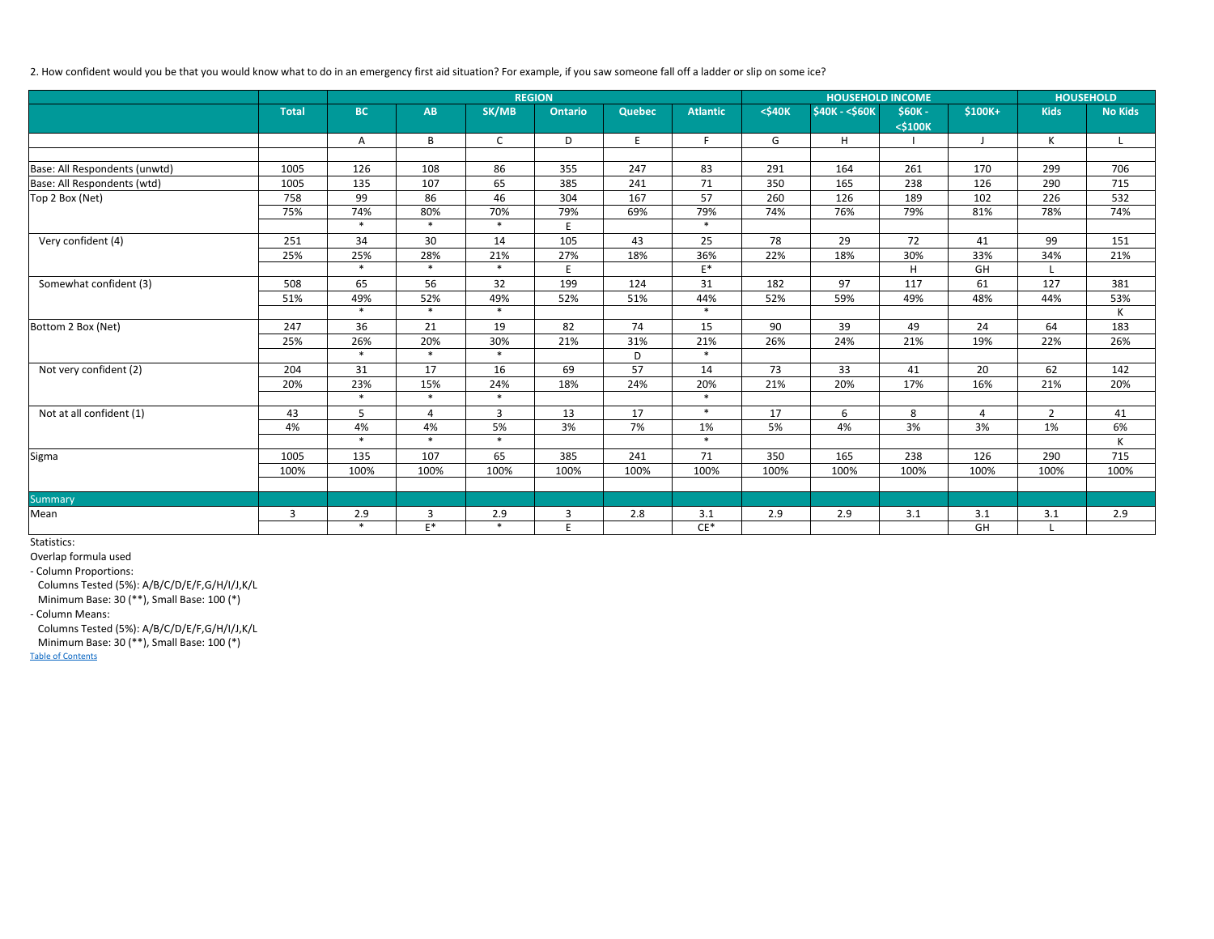2. How confident would you be that you would know what to do in an emergency first aid situation? For example, if you saw someone fall off a ladder or slip on some ice?

| | Total | REGION | | | | | | HOUSEHOLD INCOME | | | | HOUSEHOLD | |
|---|---|---|---|---|---|---|---|---|---|---|---|---|---|
| | | BC | AB | SK/MB | Ontario | Quebec | Atlantic | <$40K | $40K - <$60K | $60K - <$100K | $100K+ | Kids | No Kids |
| | | A | B | C | D | E | F | G | H | I | J | K | L |
| | | | | | | | | | | | | | |
| Base: All Respondents (unwtd) | 1005 | 126 | 108 | 86 | 355 | 247 | 83 | 291 | 164 | 261 | 170 | 299 | 706 |
| Base: All Respondents (wtd) | 1005 | 135 | 107 | 65 | 385 | 241 | 71 | 350 | 165 | 238 | 126 | 290 | 715 |
| Top 2 Box (Net) | 758 | 99 | 86 | 46 | 304 | 167 | 57 | 260 | 126 | 189 | 102 | 226 | 532 |
| | 75% | 74% | 80% | 70% | 79% | 69% | 79% | 74% | 76% | 79% | 81% | 78% | 74% |
| | | * | * | * | E | | * | | | | | | |
| Very confident (4) | 251 | 34 | 30 | 14 | 105 | 43 | 25 | 78 | 29 | 72 | 41 | 99 | 151 |
| | 25% | 25% | 28% | 21% | 27% | 18% | 36% | 22% | 18% | 30% | 33% | 34% | 21% |
| | | * | * | * | E | | E* | | | H | GH | L | |
| Somewhat confident (3) | 508 | 65 | 56 | 32 | 199 | 124 | 31 | 182 | 97 | 117 | 61 | 127 | 381 |
| | 51% | 49% | 52% | 49% | 52% | 51% | 44% | 52% | 59% | 49% | 48% | 44% | 53% |
| | | * | * | * | | | * | | | | | | K |
| Bottom 2 Box (Net) | 247 | 36 | 21 | 19 | 82 | 74 | 15 | 90 | 39 | 49 | 24 | 64 | 183 |
| | 25% | 26% | 20% | 30% | 21% | 31% | 21% | 26% | 24% | 21% | 19% | 22% | 26% |
| | | * | * | * | | D | * | | | | | | |
| Not very confident (2) | 204 | 31 | 17 | 16 | 69 | 57 | 14 | 73 | 33 | 41 | 20 | 62 | 142 |
| | 20% | 23% | 15% | 24% | 18% | 24% | 20% | 21% | 20% | 17% | 16% | 21% | 20% |
| | | * | * | * | | | * | | | | | | |
| Not at all confident (1) | 43 | 5 | 4 | 3 | 13 | 17 | * | 17 | 6 | 8 | 4 | 2 | 41 |
| | 4% | 4% | 4% | 5% | 3% | 7% | 1% | 5% | 4% | 3% | 3% | 1% | 6% |
| | | * | * | * | | | * | | | | | | K |
| Sigma | 1005 | 135 | 107 | 65 | 385 | 241 | 71 | 350 | 165 | 238 | 126 | 290 | 715 |
| | 100% | 100% | 100% | 100% | 100% | 100% | 100% | 100% | 100% | 100% | 100% | 100% | 100% |
| | | | | | | | | | | | | | |
| Summary | | | | | | | | | | | | | |
| Mean | 3 | 2.9 | 3 | 2.9 | 3 | 2.8 | 3.1 | 2.9 | 2.9 | 3.1 | 3.1 | 3.1 | 2.9 |
| | | * | E* | * | E | | CE* | | | | GH | L | |

Statistics:

Overlap formula used

- Column Proportions:
  Columns Tested (5%): A/B/C/D/E/F,G/H/I/J,K/L
  Minimum Base: 30 (**), Small Base: 100 (*)
- Column Means:
  Columns Tested (5%): A/B/C/D/E/F,G/H/I/J,K/L
  Minimum Base: 30 (**), Small Base: 100 (*)

Table of Contents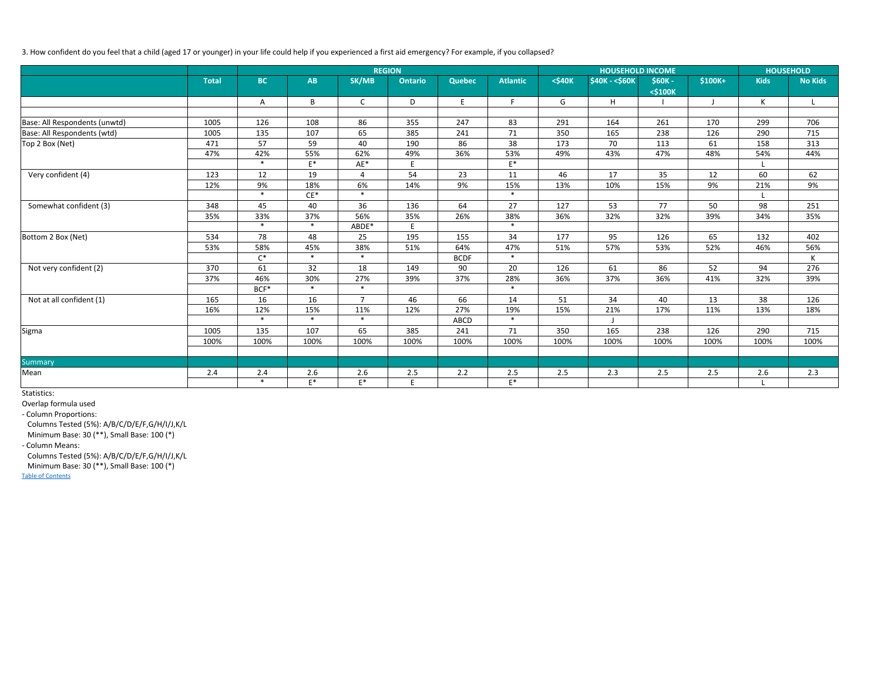3. How confident do you feel that a child (aged 17 or younger) in your life could help if you experienced a first aid emergency? For example, if you collapsed?

| | | REGION | | | | | | HOUSEHOLD INCOME | | | | HOUSEHOLD | |
|---|---|---|---|---|---|---|---|---|---|---|---|---|---|
| | Total | BC | AB | SK/MB | Ontario | Quebec | Atlantic | <$40K | $40K - <$60K | $60K - <$100K | $100K+ | Kids | No Kids |
| | | A | B | C | D | E | F | G | H | I | J | K | L |
| | | | | | | | | | | | | | |
| Base: All Respondents (unwtd) | 1005 | 126 | 108 | 86 | 355 | 247 | 83 | 291 | 164 | 261 | 170 | 299 | 706 |
| Base: All Respondents (wtd) | 1005 | 135 | 107 | 65 | 385 | 241 | 71 | 350 | 165 | 238 | 126 | 290 | 715 |
| Top 2 Box (Net) | 471 | 57 | 59 | 40 | 190 | 86 | 38 | 173 | 70 | 113 | 61 | 158 | 313 |
| | 47% | 42% | 55% | 62% | 49% | 36% | 53% | 49% | 43% | 47% | 48% | 54% | 44% |
| | | * | E* | AE* | E | | E* | | | | | L | |
| Very confident (4) | 123 | 12 | 19 | 4 | 54 | 23 | 11 | 46 | 17 | 35 | 12 | 60 | 62 |
| | 12% | 9% | 18% | 6% | 14% | 9% | 15% | 13% | 10% | 15% | 9% | 21% | 9% |
| | | * | CE* | * | | | * | | | | | L | |
| Somewhat confident (3) | 348 | 45 | 40 | 36 | 136 | 64 | 27 | 127 | 53 | 77 | 50 | 98 | 251 |
| | 35% | 33% | 37% | 56% | 35% | 26% | 38% | 36% | 32% | 32% | 39% | 34% | 35% |
| | | * | * | ABDE* | E | | * | | | | | | |
| Bottom 2 Box (Net) | 534 | 78 | 48 | 25 | 195 | 155 | 34 | 177 | 95 | 126 | 65 | 132 | 402 |
| | 53% | 58% | 45% | 38% | 51% | 64% | 47% | 51% | 57% | 53% | 52% | 46% | 56% |
| | | C* | * | * | | BCDF | * | | | | | | K |
| Not very confident (2) | 370 | 61 | 32 | 18 | 149 | 90 | 20 | 126 | 61 | 86 | 52 | 94 | 276 |
| | 37% | 46% | 30% | 27% | 39% | 37% | 28% | 36% | 37% | 36% | 41% | 32% | 39% |
| | | BCF* | * | * | | | * | | | | | | |
| Not at all confident (1) | 165 | 16 | 16 | 7 | 46 | 66 | 14 | 51 | 34 | 40 | 13 | 38 | 126 |
| | 16% | 12% | 15% | 11% | 12% | 27% | 19% | 15% | 21% | 17% | 11% | 13% | 18% |
| | | * | * | * | | ABCD | * | | J | | | | |
| Sigma | 1005 | 135 | 107 | 65 | 385 | 241 | 71 | 350 | 165 | 238 | 126 | 290 | 715 |
| | 100% | 100% | 100% | 100% | 100% | 100% | 100% | 100% | 100% | 100% | 100% | 100% | 100% |
| | | | | | | | | | | | | | |
| Summary | | | | | | | | | | | | | |
| Mean | 2.4 | 2.4 | 2.6 | 2.6 | 2.5 | 2.2 | 2.5 | 2.5 | 2.3 | 2.5 | 2.5 | 2.6 | 2.3 |
| | | * | E* | E* | E | | E* | | | | | L | |

Statistics:
Overlap formula used
- Column Proportions:
  Columns Tested (5%): A/B/C/D/E/F,G/H/I/J,K/L
  Minimum Base: 30 (**), Small Base: 100 (*)
- Column Means:
  Columns Tested (5%): A/B/C/D/E/F,G/H/I/J,K/L
  Minimum Base: 30 (**), Small Base: 100 (*)

Table of Contents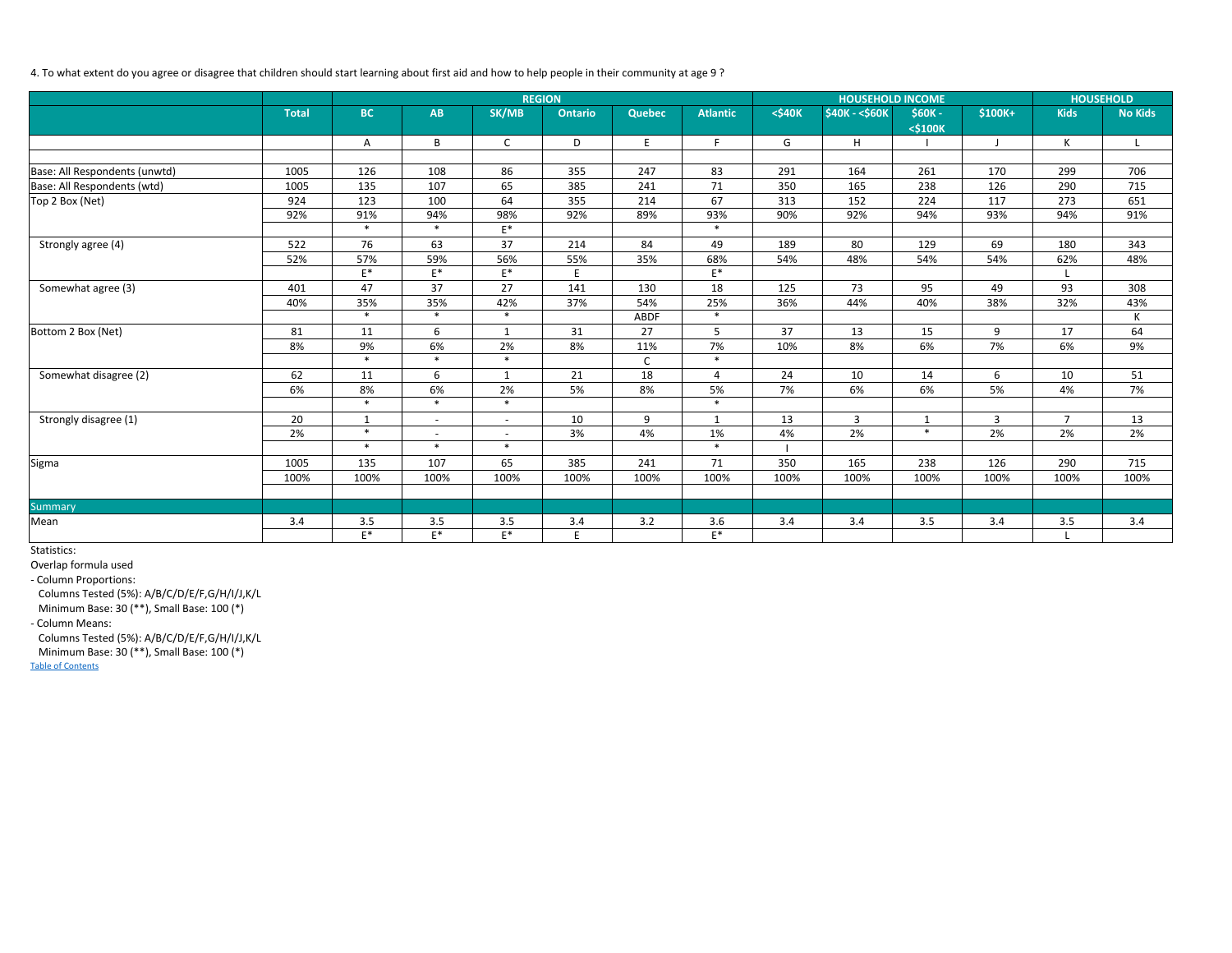4. To what extent do you agree or disagree that children should start learning about first aid and how to help people in their community at age 9 ?

| | | REGION | | | | | | HOUSEHOLD INCOME | | | | HOUSEHOLD | |
|---|---|---|---|---|---|---|---|---|---|---|---|---|---|
| | Total | BC | AB | SK/MB | Ontario | Quebec | Atlantic | <$40K | $40K - <$60K | $60K - <$100K | $100K+ | Kids | No Kids |
| | | A | B | C | D | E | F | G | H | I | J | K | L |
| | | | | | | | | | | | | | |
| Base: All Respondents (unwtd) | 1005 | 126 | 108 | 86 | 355 | 247 | 83 | 291 | 164 | 261 | 170 | 299 | 706 |
| Base: All Respondents (wtd) | 1005 | 135 | 107 | 65 | 385 | 241 | 71 | 350 | 165 | 238 | 126 | 290 | 715 |
| Top 2 Box (Net) | 924 | 123 | 100 | 64 | 355 | 214 | 67 | 313 | 152 | 224 | 117 | 273 | 651 |
| | 92% | 91% | 94% | 98% | 92% | 89% | 93% | 90% | 92% | 94% | 93% | 94% | 91% |
| | | * | * | E* | | | * | | | | | | |
| Strongly agree (4) | 522 | 76 | 63 | 37 | 214 | 84 | 49 | 189 | 80 | 129 | 69 | 180 | 343 |
| | 52% | 57% | 59% | 56% | 55% | 35% | 68% | 54% | 48% | 54% | 54% | 62% | 48% |
| | | E* | E* | E* | E | | E* | | | | | L | |
| Somewhat agree (3) | 401 | 47 | 37 | 27 | 141 | 130 | 18 | 125 | 73 | 95 | 49 | 93 | 308 |
| | 40% | 35% | 35% | 42% | 37% | 54% | 25% | 36% | 44% | 40% | 38% | 32% | 43% |
| | | * | * | * | | ABDF | * | | | | | | K |
| Bottom 2 Box (Net) | 81 | 11 | 6 | 1 | 31 | 27 | 5 | 37 | 13 | 15 | 9 | 17 | 64 |
| | 8% | 9% | 6% | 2% | 8% | 11% | 7% | 10% | 8% | 6% | 7% | 6% | 9% |
| | | * | * | * | | C | * | | | | | | |
| Somewhat disagree (2) | 62 | 11 | 6 | 1 | 21 | 18 | 4 | 24 | 10 | 14 | 6 | 10 | 51 |
| | 6% | 8% | 6% | 2% | 5% | 8% | 5% | 7% | 6% | 6% | 5% | 4% | 7% |
| | | * | * | * | | | * | | | | | | |
| Strongly disagree (1) | 20 | 1 | - | - | 10 | 9 | 1 | 13 | 3 | 1 | 3 | 7 | 13 |
| | 2% | * | - | - | 3% | 4% | 1% | 4% | 2% | * | 2% | 2% | 2% |
| | | * | * | * | | | * | I | | | | | |
| Sigma | 1005 | 135 | 107 | 65 | 385 | 241 | 71 | 350 | 165 | 238 | 126 | 290 | 715 |
| | 100% | 100% | 100% | 100% | 100% | 100% | 100% | 100% | 100% | 100% | 100% | 100% | 100% |
| | | | | | | | | | | | | | |
| Summary | | | | | | | | | | | | | |
| Mean | 3.4 | 3.5 | 3.5 | 3.5 | 3.4 | 3.2 | 3.6 | 3.4 | 3.4 | 3.5 | 3.4 | 3.5 | 3.4 |
| | | E* | E* | E* | E | | E* | | | | | L | |

Statistics:
Overlap formula used
- Column Proportions:
  Columns Tested (5%): A/B/C/D/E/F,G/H/I/J,K/L
  Minimum Base: 30 (**), Small Base: 100 (*)
- Column Means:
  Columns Tested (5%): A/B/C/D/E/F,G/H/I/J,K/L
  Minimum Base: 30 (**), Small Base: 100 (*)

Table of Contents